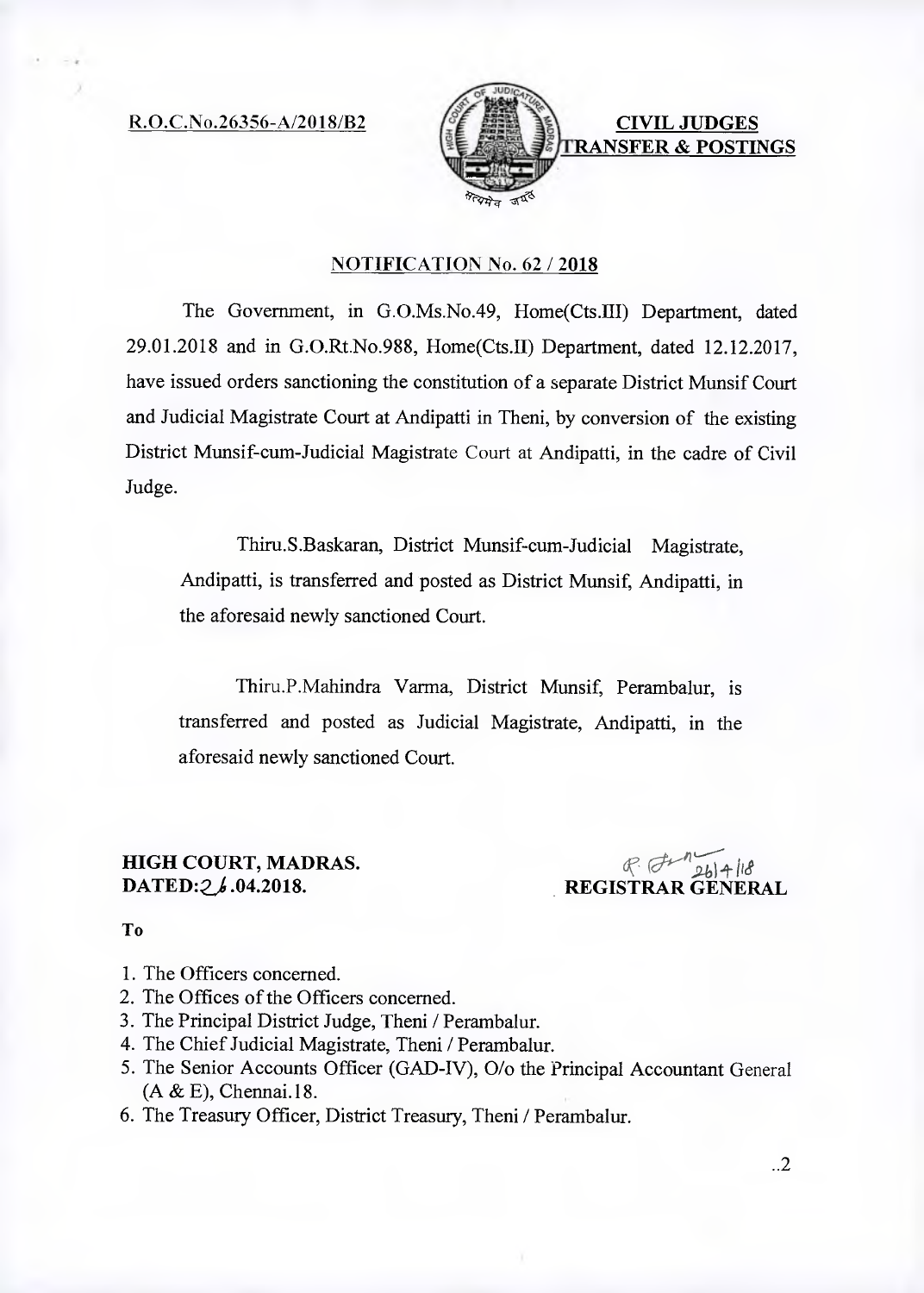R.O.C.No.26356-A/2018/B2

**CIVIL JUDGES TRANSFER & POSTINGS**

## NOTIFICATION No. 62 / 2018

The Government, in G.O.Ms.No.49, Home(Cts.III) Department, dated 29.01.2018 and in G.O.Rt.No.988, Home(Cts.II) Department, dated 12.12.2017, have issued orders sanctioning the constitution of a separate District Munsif Court and Judicial Magistrate Court at Andipatti in Theni, by conversion of the existing District Munsif-cum-Judicial Magistrate Court at Andipatti, in the cadre of Civil Judge.

Thiru.S.Baskaran, District Munsif-cum-Judicial Magistrate, Andipatti, is transferred and posted as District Munsif, Andipatti, in the aforesaid newly sanctioned Court.

Thiru.P.Mahindra Varma, District Munsif, Perambalur, is transferred and posted as Judicial Magistrate, Andipatti, in the aforesaid newly sanctioned Court.

**HIGH COURT, MADRAS.**
**DATED:26.04.2018.**

26/4/18
**REGISTRAR GENERAL**

**To**

1. The Officers concerned.
2. The Offices of the Officers concerned.
3. The Principal District Judge, Theni / Perambalur.
4. The Chief Judicial Magistrate, Theni / Perambalur.
5. The Senior Accounts Officer (GAD-IV), O/o the Principal Accountant General (A & E), Chennai.18.
6. The Treasury Officer, District Treasury, Theni / Perambalur.

..2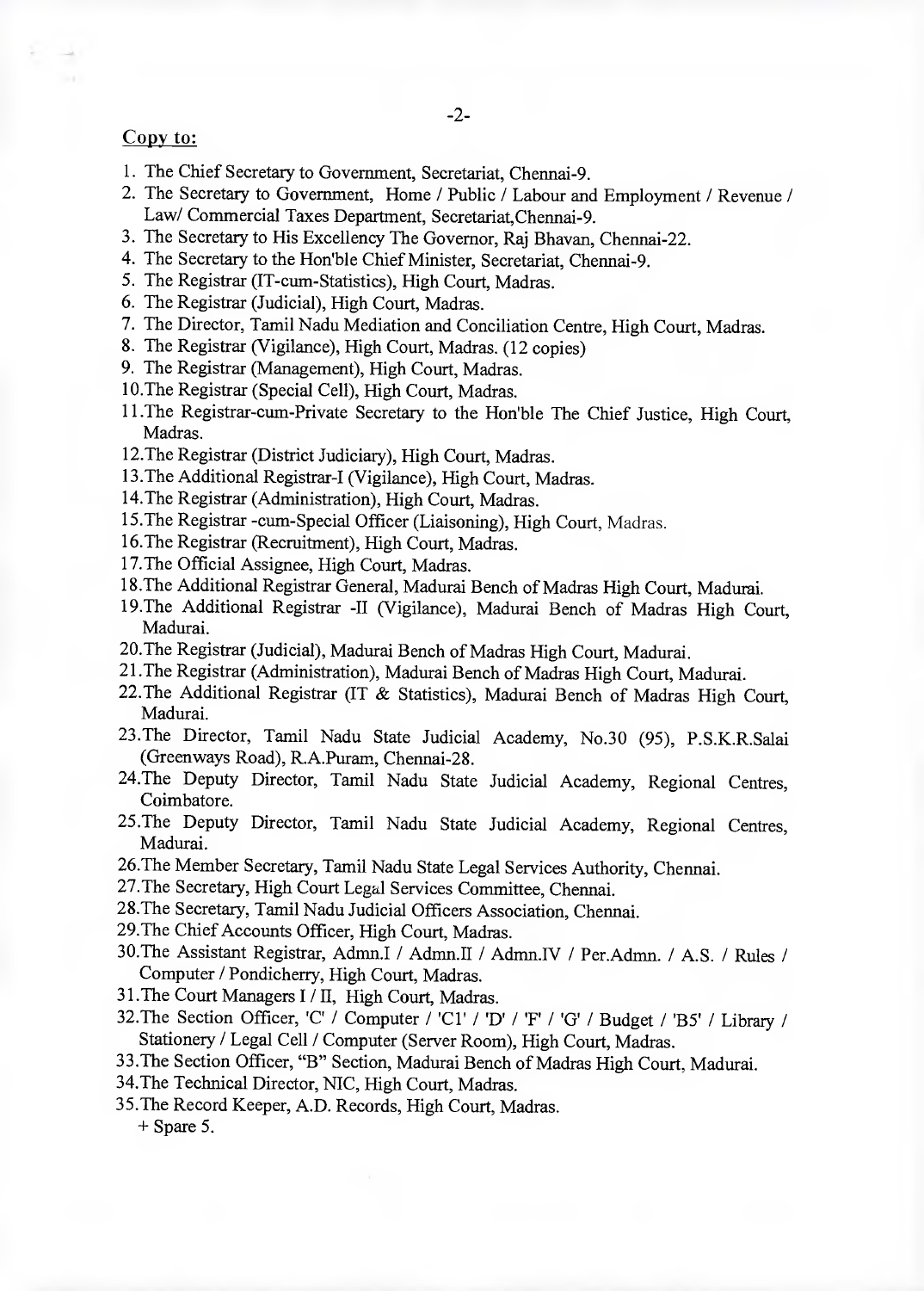**Copy to:**

1. The Chief Secretary to Government, Secretariat, Chennai-9.
2. The Secretary to Government, Home / Public / Labour and Employment / Revenue / Law/ Commercial Taxes Department, Secretariat,Chennai-9.
3. The Secretary to His Excellency The Governor, Raj Bhavan, Chennai-22.
4. The Secretary to the Hon'ble Chief Minister, Secretariat, Chennai-9.
5. The Registrar (IT-cum-Statistics), High Court, Madras.
6. The Registrar (Judicial), High Court, Madras.
7. The Director, Tamil Nadu Mediation and Conciliation Centre, High Court, Madras.
8. The Registrar (Vigilance), High Court, Madras. (12 copies)
9. The Registrar (Management), High Court, Madras.
10. The Registrar (Special Cell), High Court, Madras.
11. The Registrar-cum-Private Secretary to the Hon'ble The Chief Justice, High Court, Madras.
12. The Registrar (District Judiciary), High Court, Madras.
13. The Additional Registrar-I (Vigilance), High Court, Madras.
14. The Registrar (Administration), High Court, Madras.
15. The Registrar -cum-Special Officer (Liaisoning), High Court, Madras.
16. The Registrar (Recruitment), High Court, Madras.
17. The Official Assignee, High Court, Madras.
18. The Additional Registrar General, Madurai Bench of Madras High Court, Madurai.
19. The Additional Registrar -II (Vigilance), Madurai Bench of Madras High Court, Madurai.
20. The Registrar (Judicial), Madurai Bench of Madras High Court, Madurai.
21. The Registrar (Administration), Madurai Bench of Madras High Court, Madurai.
22. The Additional Registrar (IT & Statistics), Madurai Bench of Madras High Court, Madurai.
23. The Director, Tamil Nadu State Judicial Academy, No.30 (95), P.S.K.R.Salai (Greenways Road), R.A.Puram, Chennai-28.
24. The Deputy Director, Tamil Nadu State Judicial Academy, Regional Centres, Coimbatore.
25. The Deputy Director, Tamil Nadu State Judicial Academy, Regional Centres, Madurai.
26. The Member Secretary, Tamil Nadu State Legal Services Authority, Chennai.
27. The Secretary, High Court Legal Services Committee, Chennai.
28. The Secretary, Tamil Nadu Judicial Officers Association, Chennai.
29. The Chief Accounts Officer, High Court, Madras.
30. The Assistant Registrar, Admn.I / Admn.II / Admn.IV / Per.Admn. / A.S. / Rules / Computer / Pondicherry, High Court, Madras.
31. The Court Managers I / II, High Court, Madras.
32. The Section Officer, 'C' / Computer / 'C1' / 'D' / 'F' / 'G' / Budget / 'B5' / Library / Stationery / Legal Cell / Computer (Server Room), High Court, Madras.
33. The Section Officer, "B" Section, Madurai Bench of Madras High Court, Madurai.
34. The Technical Director, NIC, High Court, Madras.
35. The Record Keeper, A.D. Records, High Court, Madras.

   + Spare 5.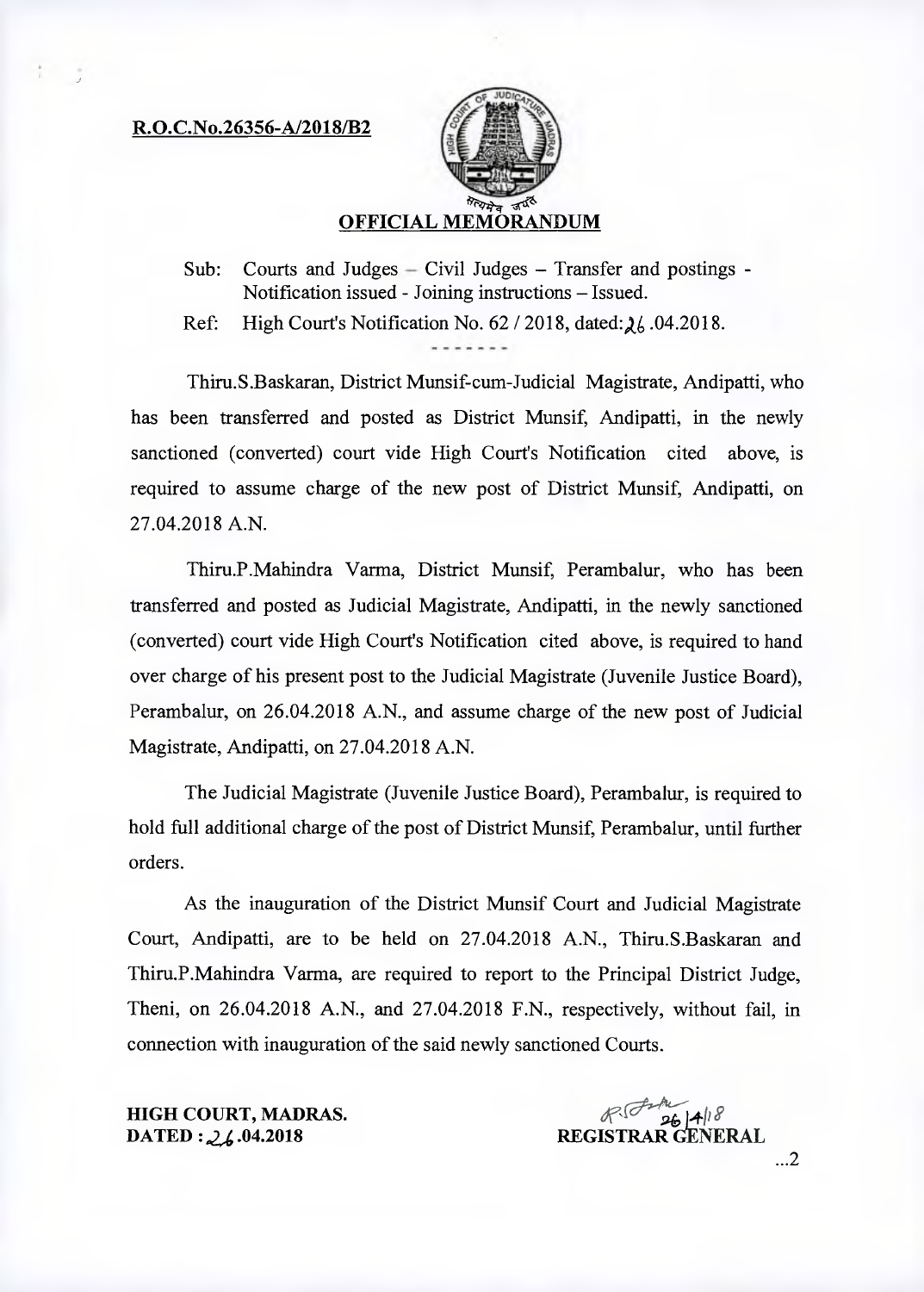**R.O.C.No.26356-A/2018/B2**

## OFFICIAL MEMORANDUM

Sub: Courts and Judges – Civil Judges – Transfer and postings - Notification issued - Joining instructions – Issued.

Ref: High Court's Notification No. 62 / 2018, dated: 26.04.2018.

- - - - - - -

Thiru.S.Baskaran, District Munsif-cum-Judicial Magistrate, Andipatti, who has been transferred and posted as District Munsif, Andipatti, in the newly sanctioned (converted) court vide High Court's Notification cited above, is required to assume charge of the new post of District Munsif, Andipatti, on 27.04.2018 A.N.

Thiru.P.Mahindra Varma, District Munsif, Perambalur, who has been transferred and posted as Judicial Magistrate, Andipatti, in the newly sanctioned (converted) court vide High Court's Notification cited above, is required to hand over charge of his present post to the Judicial Magistrate (Juvenile Justice Board), Perambalur, on 26.04.2018 A.N., and assume charge of the new post of Judicial Magistrate, Andipatti, on 27.04.2018 A.N.

The Judicial Magistrate (Juvenile Justice Board), Perambalur, is required to hold full additional charge of the post of District Munsif, Perambalur, until further orders.

As the inauguration of the District Munsif Court and Judicial Magistrate Court, Andipatti, are to be held on 27.04.2018 A.N., Thiru.S.Baskaran and Thiru.P.Mahindra Varma, are required to report to the Principal District Judge, Theni, on 26.04.2018 A.N., and 27.04.2018 F.N., respectively, without fail, in connection with inauguration of the said newly sanctioned Courts.

**HIGH COURT, MADRAS.**
**DATED : 26.04.2018**

26/4/18
**REGISTRAR GENERAL**

...2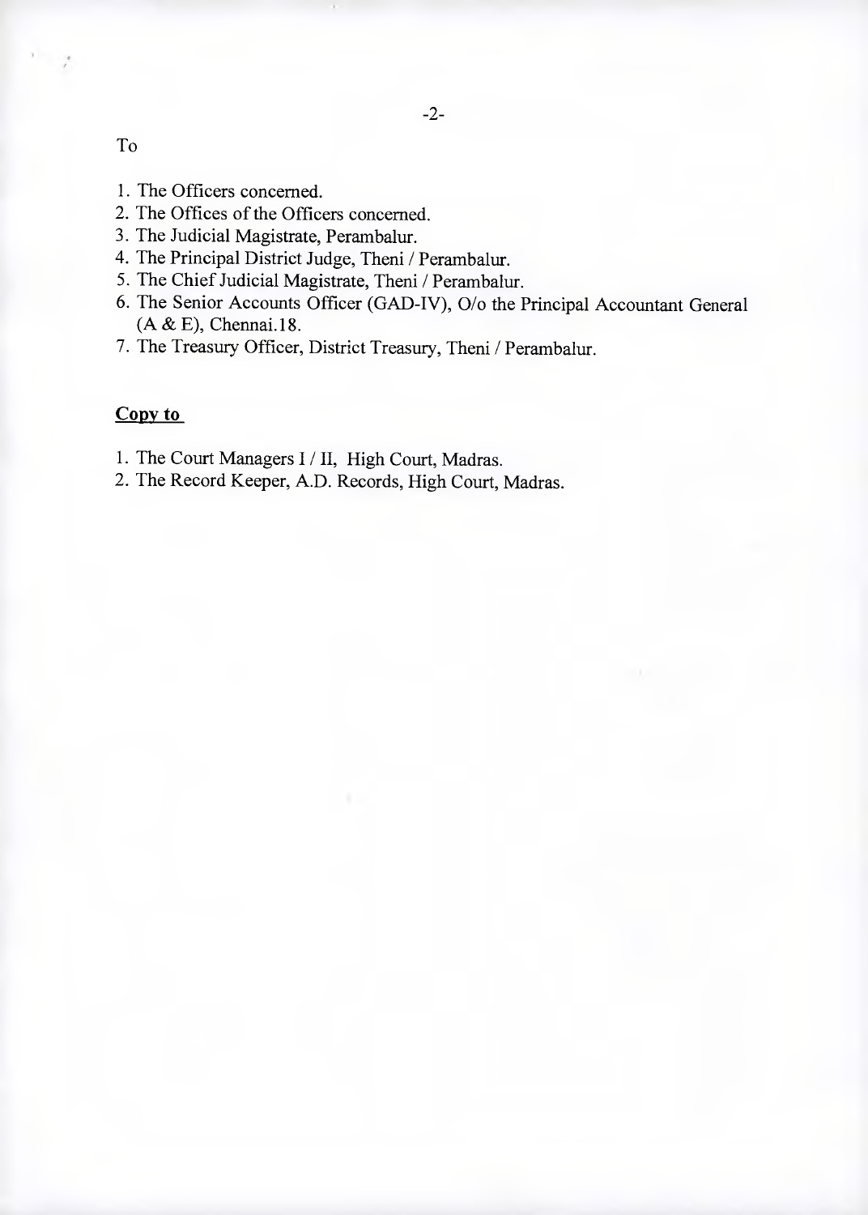To

1. The Officers concerned.
2. The Offices of the Officers concerned.
3. The Judicial Magistrate, Perambalur.
4. The Principal District Judge, Theni / Perambalur.
5. The Chief Judicial Magistrate, Theni / Perambalur.
6. The Senior Accounts Officer (GAD-IV), O/o the Principal Accountant General (A & E), Chennai.18.
7. The Treasury Officer, District Treasury, Theni / Perambalur.

**Copy to**

1. The Court Managers I / II, High Court, Madras.
2. The Record Keeper, A.D. Records, High Court, Madras.